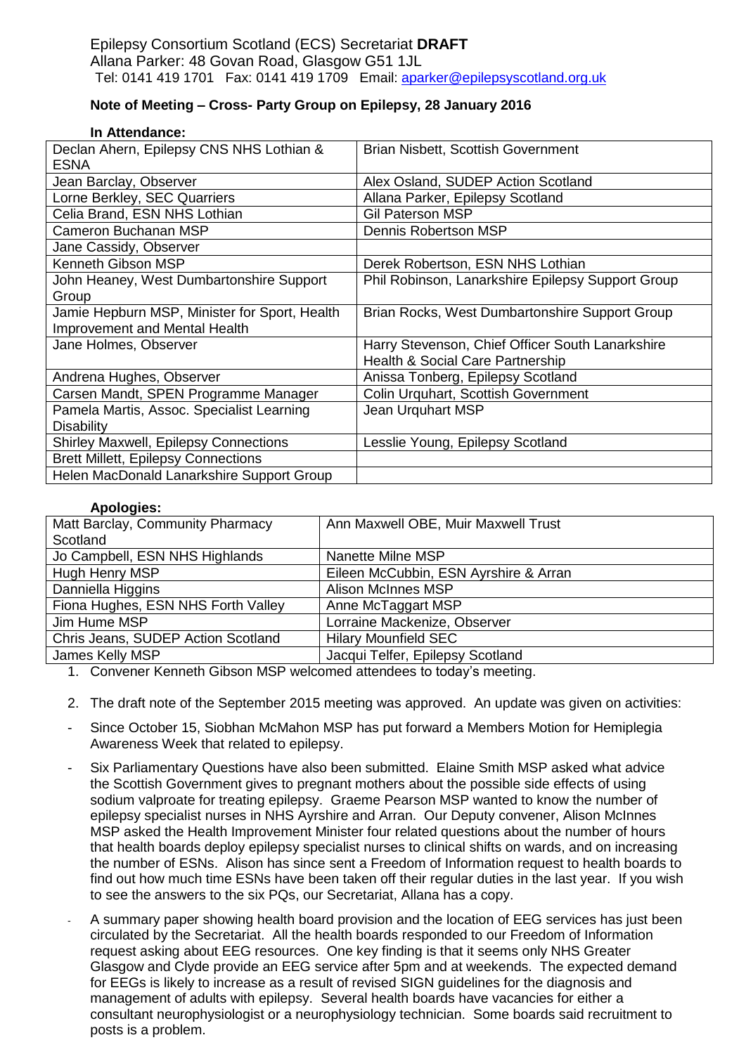Epilepsy Consortium Scotland (ECS) Secretariat **DRAFT**
Allana Parker: 48 Govan Road, Glasgow G51 1JL
Tel: 0141 419 1701 Fax: 0141 419 1709 Email: aparker@epilepsyscotland.org.uk

**Note of Meeting – Cross- Party Group on Epilepsy, 28 January 2016**

**In Attendance:**

| | |
|---|---|
| Declan Ahern, Epilepsy CNS NHS Lothian & ESNA | Brian Nisbett, Scottish Government |
| Jean Barclay, Observer | Alex Osland, SUDEP Action Scotland |
| Lorne Berkley, SEC Quarriers | Allana Parker, Epilepsy Scotland |
| Celia Brand, ESN NHS Lothian | Gil Paterson MSP |
| Cameron Buchanan MSP | Dennis Robertson MSP |
| Jane Cassidy, Observer | |
| Kenneth Gibson MSP | Derek Robertson, ESN NHS Lothian |
| John Heaney, West Dumbartonshire Support Group | Phil Robinson, Lanarkshire Epilepsy Support Group |
| Jamie Hepburn MSP, Minister for Sport, Health Improvement and Mental Health | Brian Rocks, West Dumbartonshire Support Group |
| Jane Holmes, Observer | Harry Stevenson, Chief Officer South Lanarkshire Health & Social Care Partnership |
| Andrena Hughes, Observer | Anissa Tonberg, Epilepsy Scotland |
| Carsen Mandt, SPEN Programme Manager | Colin Urquhart, Scottish Government |
| Pamela Martis, Assoc. Specialist Learning Disability | Jean Urquhart MSP |
| Shirley Maxwell, Epilepsy Connections | Lesslie Young, Epilepsy Scotland |
| Brett Millett, Epilepsy Connections | |
| Helen MacDonald Lanarkshire Support Group | |

**Apologies:**

| | |
|---|---|
| Matt Barclay, Community Pharmacy Scotland | Ann Maxwell OBE, Muir Maxwell Trust |
| Jo Campbell, ESN NHS Highlands | Nanette Milne MSP |
| Hugh Henry MSP | Eileen McCubbin, ESN Ayrshire & Arran |
| Danniella Higgins | Alison McInnes MSP |
| Fiona Hughes, ESN NHS Forth Valley | Anne McTaggart MSP |
| Jim Hume MSP | Lorraine Mackenize, Observer |
| Chris Jeans, SUDEP Action Scotland | Hilary Mounfield SEC |
| James Kelly MSP | Jacqui Telfer, Epilepsy Scotland |

1. Convener Kenneth Gibson MSP welcomed attendees to today's meeting.

2. The draft note of the September 2015 meeting was approved. An update was given on activities:

- Since October 15, Siobhan McMahon MSP has put forward a Members Motion for Hemiplegia Awareness Week that related to epilepsy.

- Six Parliamentary Questions have also been submitted. Elaine Smith MSP asked what advice the Scottish Government gives to pregnant mothers about the possible side effects of using sodium valproate for treating epilepsy. Graeme Pearson MSP wanted to know the number of epilepsy specialist nurses in NHS Ayrshire and Arran. Our Deputy convener, Alison McInnes MSP asked the Health Improvement Minister four related questions about the number of hours that health boards deploy epilepsy specialist nurses to clinical shifts on wards, and on increasing the number of ESNs. Alison has since sent a Freedom of Information request to health boards to find out how much time ESNs have been taken off their regular duties in the last year. If you wish to see the answers to the six PQs, our Secretariat, Allana has a copy.

- A summary paper showing health board provision and the location of EEG services has just been circulated by the Secretariat. All the health boards responded to our Freedom of Information request asking about EEG resources. One key finding is that it seems only NHS Greater Glasgow and Clyde provide an EEG service after 5pm and at weekends. The expected demand for EEGs is likely to increase as a result of revised SIGN guidelines for the diagnosis and management of adults with epilepsy. Several health boards have vacancies for either a consultant neurophysiologist or a neurophysiology technician. Some boards said recruitment to posts is a problem.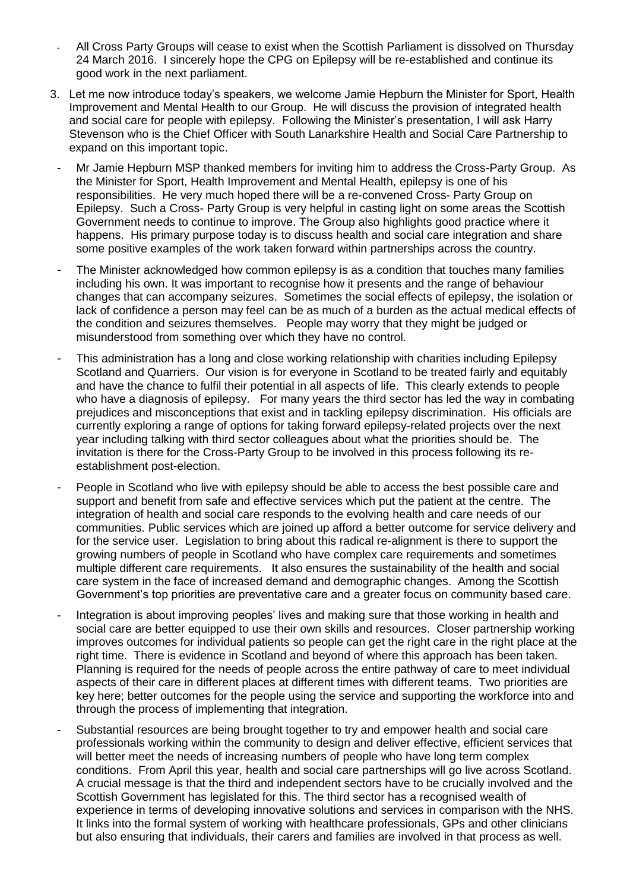- All Cross Party Groups will cease to exist when the Scottish Parliament is dissolved on Thursday 24 March 2016. I sincerely hope the CPG on Epilepsy will be re-established and continue its good work in the next parliament.

3. Let me now introduce today's speakers, we welcome Jamie Hepburn the Minister for Sport, Health Improvement and Mental Health to our Group. He will discuss the provision of integrated health and social care for people with epilepsy. Following the Minister's presentation, I will ask Harry Stevenson who is the Chief Officer with South Lanarkshire Health and Social Care Partnership to expand on this important topic.

   - Mr Jamie Hepburn MSP thanked members for inviting him to address the Cross-Party Group. As the Minister for Sport, Health Improvement and Mental Health, epilepsy is one of his responsibilities. He very much hoped there will be a re-convened Cross- Party Group on Epilepsy. Such a Cross- Party Group is very helpful in casting light on some areas the Scottish Government needs to continue to improve. The Group also highlights good practice where it happens. His primary purpose today is to discuss health and social care integration and share some positive examples of the work taken forward within partnerships across the country.

   - The Minister acknowledged how common epilepsy is as a condition that touches many families including his own. It was important to recognise how it presents and the range of behaviour changes that can accompany seizures. Sometimes the social effects of epilepsy, the isolation or lack of confidence a person may feel can be as much of a burden as the actual medical effects of the condition and seizures themselves. People may worry that they might be judged or misunderstood from something over which they have no control.

   - This administration has a long and close working relationship with charities including Epilepsy Scotland and Quarriers. Our vision is for everyone in Scotland to be treated fairly and equitably and have the chance to fulfil their potential in all aspects of life. This clearly extends to people who have a diagnosis of epilepsy. For many years the third sector has led the way in combating prejudices and misconceptions that exist and in tackling epilepsy discrimination. His officials are currently exploring a range of options for taking forward epilepsy-related projects over the next year including talking with third sector colleagues about what the priorities should be. The invitation is there for the Cross-Party Group to be involved in this process following its re-establishment post-election.

   - People in Scotland who live with epilepsy should be able to access the best possible care and support and benefit from safe and effective services which put the patient at the centre. The integration of health and social care responds to the evolving health and care needs of our communities. Public services which are joined up afford a better outcome for service delivery and for the service user. Legislation to bring about this radical re-alignment is there to support the growing numbers of people in Scotland who have complex care requirements and sometimes multiple different care requirements. It also ensures the sustainability of the health and social care system in the face of increased demand and demographic changes. Among the Scottish Government's top priorities are preventative care and a greater focus on community based care.

   - Integration is about improving peoples' lives and making sure that those working in health and social care are better equipped to use their own skills and resources. Closer partnership working improves outcomes for individual patients so people can get the right care in the right place at the right time. There is evidence in Scotland and beyond of where this approach has been taken. Planning is required for the needs of people across the entire pathway of care to meet individual aspects of their care in different places at different times with different teams. Two priorities are key here; better outcomes for the people using the service and supporting the workforce into and through the process of implementing that integration.

   - Substantial resources are being brought together to try and empower health and social care professionals working within the community to design and deliver effective, efficient services that will better meet the needs of increasing numbers of people who have long term complex conditions. From April this year, health and social care partnerships will go live across Scotland. A crucial message is that the third and independent sectors have to be crucially involved and the Scottish Government has legislated for this. The third sector has a recognised wealth of experience in terms of developing innovative solutions and services in comparison with the NHS. It links into the formal system of working with healthcare professionals, GPs and other clinicians but also ensuring that individuals, their carers and families are involved in that process as well.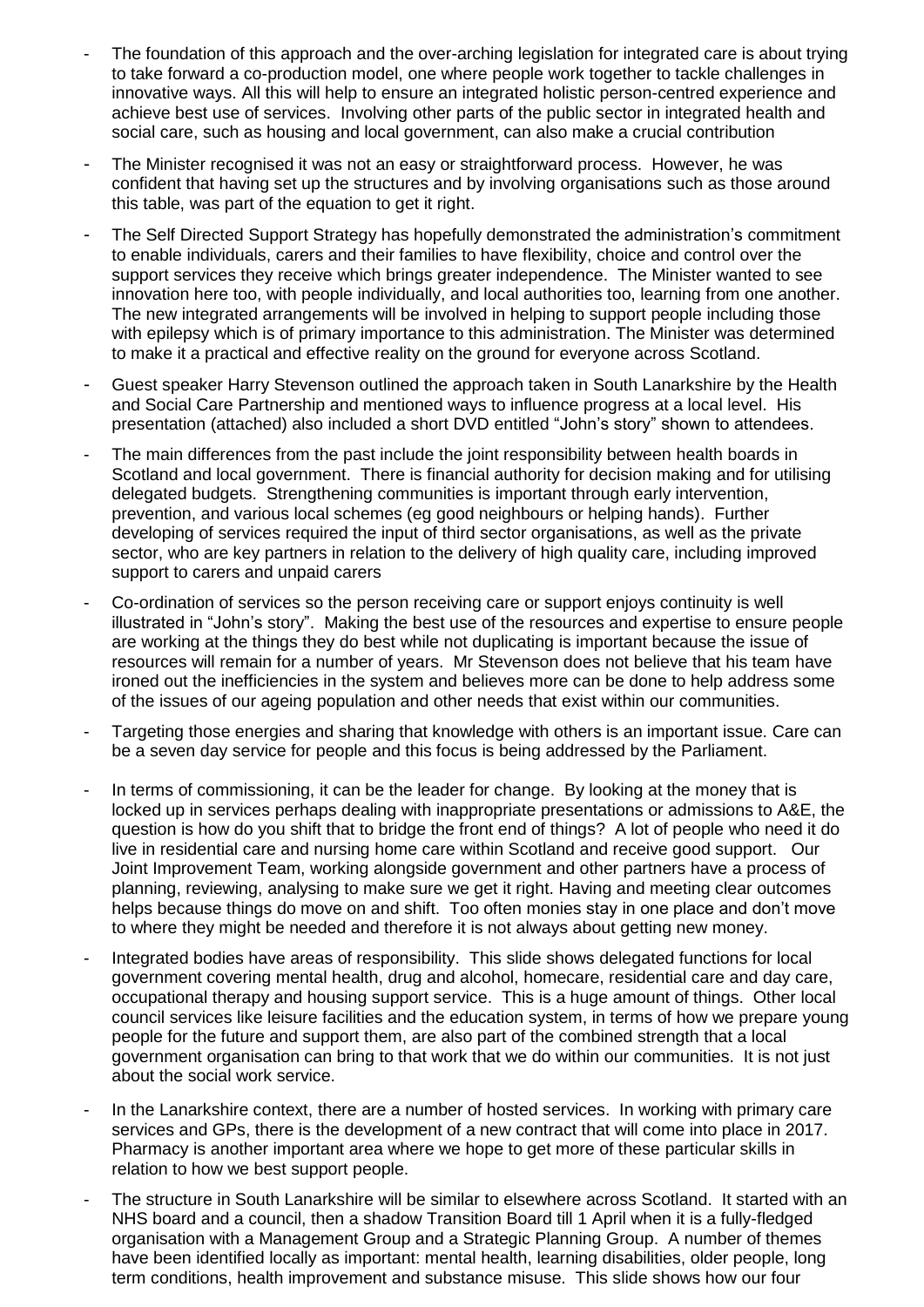- The foundation of this approach and the over-arching legislation for integrated care is about trying to take forward a co-production model, one where people work together to tackle challenges in innovative ways. All this will help to ensure an integrated holistic person-centred experience and achieve best use of services. Involving other parts of the public sector in integrated health and social care, such as housing and local government, can also make a crucial contribution

- The Minister recognised it was not an easy or straightforward process. However, he was confident that having set up the structures and by involving organisations such as those around this table, was part of the equation to get it right.

- The Self Directed Support Strategy has hopefully demonstrated the administration's commitment to enable individuals, carers and their families to have flexibility, choice and control over the support services they receive which brings greater independence. The Minister wanted to see innovation here too, with people individually, and local authorities too, learning from one another. The new integrated arrangements will be involved in helping to support people including those with epilepsy which is of primary importance to this administration. The Minister was determined to make it a practical and effective reality on the ground for everyone across Scotland.

- Guest speaker Harry Stevenson outlined the approach taken in South Lanarkshire by the Health and Social Care Partnership and mentioned ways to influence progress at a local level. His presentation (attached) also included a short DVD entitled "John's story" shown to attendees.

- The main differences from the past include the joint responsibility between health boards in Scotland and local government. There is financial authority for decision making and for utilising delegated budgets. Strengthening communities is important through early intervention, prevention, and various local schemes (eg good neighbours or helping hands). Further developing of services required the input of third sector organisations, as well as the private sector, who are key partners in relation to the delivery of high quality care, including improved support to carers and unpaid carers

- Co-ordination of services so the person receiving care or support enjoys continuity is well illustrated in "John's story". Making the best use of the resources and expertise to ensure people are working at the things they do best while not duplicating is important because the issue of resources will remain for a number of years. Mr Stevenson does not believe that his team have ironed out the inefficiencies in the system and believes more can be done to help address some of the issues of our ageing population and other needs that exist within our communities.

- Targeting those energies and sharing that knowledge with others is an important issue. Care can be a seven day service for people and this focus is being addressed by the Parliament.

- In terms of commissioning, it can be the leader for change. By looking at the money that is locked up in services perhaps dealing with inappropriate presentations or admissions to A&E, the question is how do you shift that to bridge the front end of things? A lot of people who need it do live in residential care and nursing home care within Scotland and receive good support. Our Joint Improvement Team, working alongside government and other partners have a process of planning, reviewing, analysing to make sure we get it right. Having and meeting clear outcomes helps because things do move on and shift. Too often monies stay in one place and don't move to where they might be needed and therefore it is not always about getting new money.

- Integrated bodies have areas of responsibility. This slide shows delegated functions for local government covering mental health, drug and alcohol, homecare, residential care and day care, occupational therapy and housing support service. This is a huge amount of things. Other local council services like leisure facilities and the education system, in terms of how we prepare young people for the future and support them, are also part of the combined strength that a local government organisation can bring to that work that we do within our communities. It is not just about the social work service.

- In the Lanarkshire context, there are a number of hosted services. In working with primary care services and GPs, there is the development of a new contract that will come into place in 2017. Pharmacy is another important area where we hope to get more of these particular skills in relation to how we best support people.

- The structure in South Lanarkshire will be similar to elsewhere across Scotland. It started with an NHS board and a council, then a shadow Transition Board till 1 April when it is a fully-fledged organisation with a Management Group and a Strategic Planning Group. A number of themes have been identified locally as important: mental health, learning disabilities, older people, long term conditions, health improvement and substance misuse. This slide shows how our four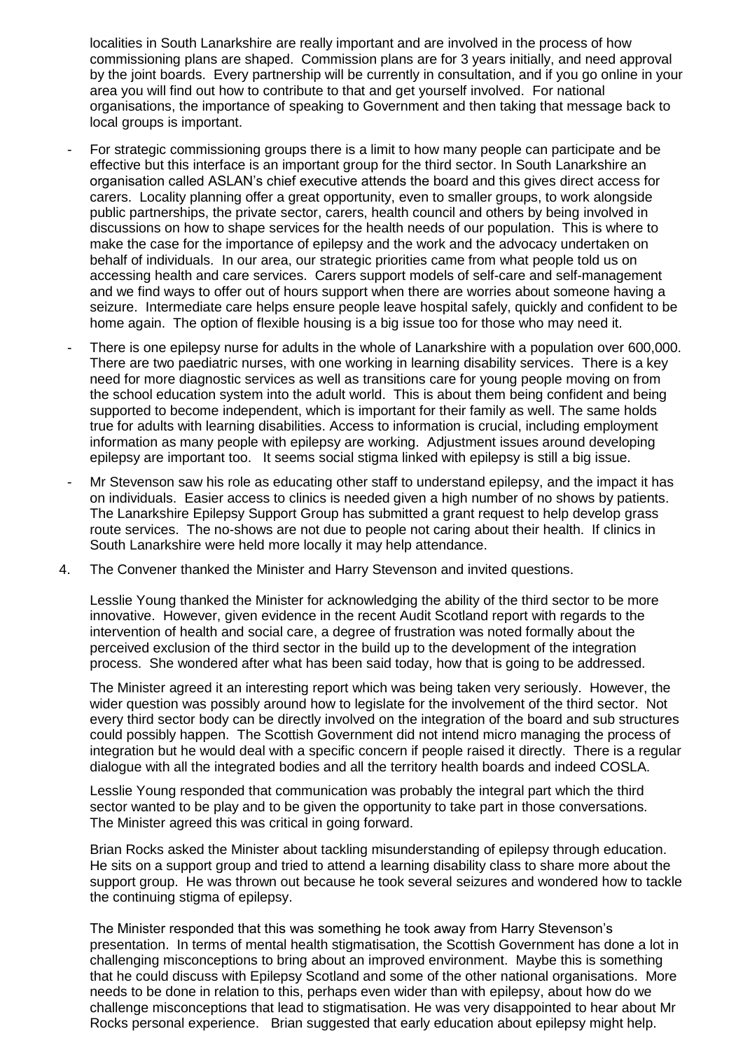localities in South Lanarkshire are really important and are involved in the process of how commissioning plans are shaped. Commission plans are for 3 years initially, and need approval by the joint boards. Every partnership will be currently in consultation, and if you go online in your area you will find out how to contribute to that and get yourself involved. For national organisations, the importance of speaking to Government and then taking that message back to local groups is important.

- For strategic commissioning groups there is a limit to how many people can participate and be effective but this interface is an important group for the third sector. In South Lanarkshire an organisation called ASLAN's chief executive attends the board and this gives direct access for carers. Locality planning offer a great opportunity, even to smaller groups, to work alongside public partnerships, the private sector, carers, health council and others by being involved in discussions on how to shape services for the health needs of our population. This is where to make the case for the importance of epilepsy and the work and the advocacy undertaken on behalf of individuals. In our area, our strategic priorities came from what people told us on accessing health and care services. Carers support models of self-care and self-management and we find ways to offer out of hours support when there are worries about someone having a seizure. Intermediate care helps ensure people leave hospital safely, quickly and confident to be home again. The option of flexible housing is a big issue too for those who may need it.
- There is one epilepsy nurse for adults in the whole of Lanarkshire with a population over 600,000. There are two paediatric nurses, with one working in learning disability services. There is a key need for more diagnostic services as well as transitions care for young people moving on from the school education system into the adult world. This is about them being confident and being supported to become independent, which is important for their family as well. The same holds true for adults with learning disabilities. Access to information is crucial, including employment information as many people with epilepsy are working. Adjustment issues around developing epilepsy are important too. It seems social stigma linked with epilepsy is still a big issue.
- Mr Stevenson saw his role as educating other staff to understand epilepsy, and the impact it has on individuals. Easier access to clinics is needed given a high number of no shows by patients. The Lanarkshire Epilepsy Support Group has submitted a grant request to help develop grass route services. The no-shows are not due to people not caring about their health. If clinics in South Lanarkshire were held more locally it may help attendance.

4. The Convener thanked the Minister and Harry Stevenson and invited questions.

   Lesslie Young thanked the Minister for acknowledging the ability of the third sector to be more innovative. However, given evidence in the recent Audit Scotland report with regards to the intervention of health and social care, a degree of frustration was noted formally about the perceived exclusion of the third sector in the build up to the development of the integration process. She wondered after what has been said today, how that is going to be addressed.

   The Minister agreed it an interesting report which was being taken very seriously. However, the wider question was possibly around how to legislate for the involvement of the third sector. Not every third sector body can be directly involved on the integration of the board and sub structures could possibly happen. The Scottish Government did not intend micro managing the process of integration but he would deal with a specific concern if people raised it directly. There is a regular dialogue with all the integrated bodies and all the territory health boards and indeed COSLA.

   Lesslie Young responded that communication was probably the integral part which the third sector wanted to be play and to be given the opportunity to take part in those conversations. The Minister agreed this was critical in going forward.

   Brian Rocks asked the Minister about tackling misunderstanding of epilepsy through education. He sits on a support group and tried to attend a learning disability class to share more about the support group. He was thrown out because he took several seizures and wondered how to tackle the continuing stigma of epilepsy.

   The Minister responded that this was something he took away from Harry Stevenson's presentation. In terms of mental health stigmatisation, the Scottish Government has done a lot in challenging misconceptions to bring about an improved environment. Maybe this is something that he could discuss with Epilepsy Scotland and some of the other national organisations. More needs to be done in relation to this, perhaps even wider than with epilepsy, about how do we challenge misconceptions that lead to stigmatisation. He was very disappointed to hear about Mr Rocks personal experience. Brian suggested that early education about epilepsy might help.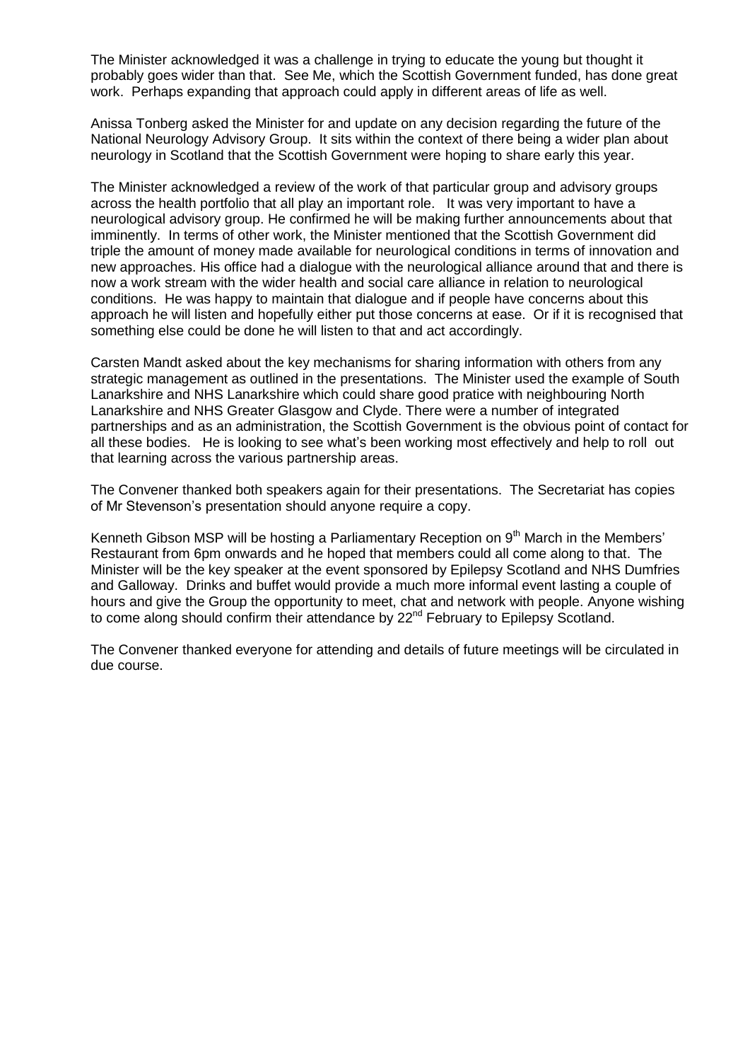The Minister acknowledged it was a challenge in trying to educate the young but thought it probably goes wider than that. See Me, which the Scottish Government funded, has done great work. Perhaps expanding that approach could apply in different areas of life as well.

Anissa Tonberg asked the Minister for and update on any decision regarding the future of the National Neurology Advisory Group. It sits within the context of there being a wider plan about neurology in Scotland that the Scottish Government were hoping to share early this year.

The Minister acknowledged a review of the work of that particular group and advisory groups across the health portfolio that all play an important role. It was very important to have a neurological advisory group. He confirmed he will be making further announcements about that imminently. In terms of other work, the Minister mentioned that the Scottish Government did triple the amount of money made available for neurological conditions in terms of innovation and new approaches. His office had a dialogue with the neurological alliance around that and there is now a work stream with the wider health and social care alliance in relation to neurological conditions. He was happy to maintain that dialogue and if people have concerns about this approach he will listen and hopefully either put those concerns at ease. Or if it is recognised that something else could be done he will listen to that and act accordingly.

Carsten Mandt asked about the key mechanisms for sharing information with others from any strategic management as outlined in the presentations. The Minister used the example of South Lanarkshire and NHS Lanarkshire which could share good pratice with neighbouring North Lanarkshire and NHS Greater Glasgow and Clyde. There were a number of integrated partnerships and as an administration, the Scottish Government is the obvious point of contact for all these bodies. He is looking to see what's been working most effectively and help to roll out that learning across the various partnership areas.

The Convener thanked both speakers again for their presentations. The Secretariat has copies of Mr Stevenson's presentation should anyone require a copy.

Kenneth Gibson MSP will be hosting a Parliamentary Reception on 9th March in the Members' Restaurant from 6pm onwards and he hoped that members could all come along to that. The Minister will be the key speaker at the event sponsored by Epilepsy Scotland and NHS Dumfries and Galloway. Drinks and buffet would provide a much more informal event lasting a couple of hours and give the Group the opportunity to meet, chat and network with people. Anyone wishing to come along should confirm their attendance by 22nd February to Epilepsy Scotland.

The Convener thanked everyone for attending and details of future meetings will be circulated in due course.